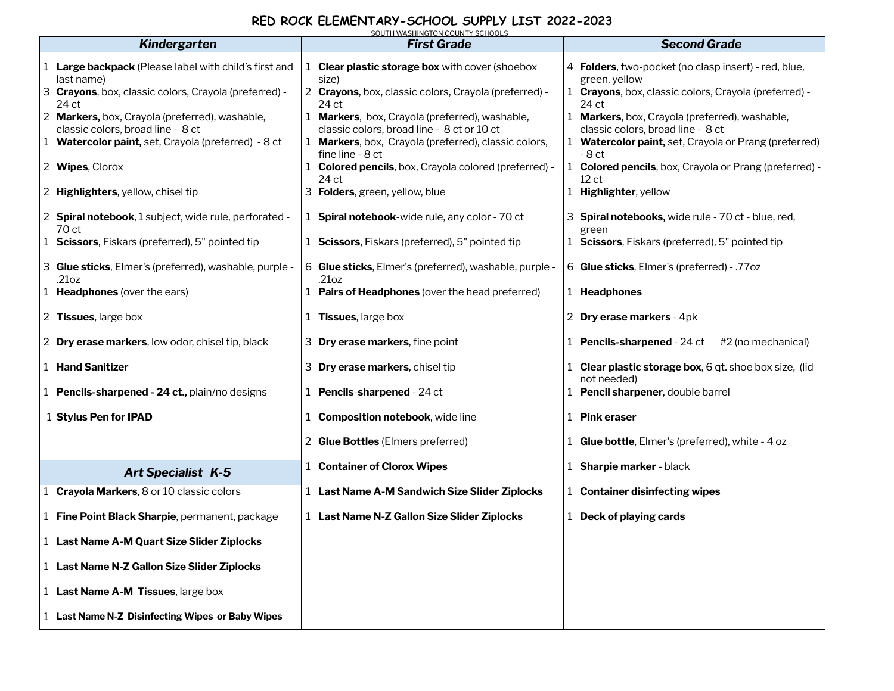# RED ROCK ELEMENTARY-SCHOOL SUPPLY LIST 2022-2023

SOUTH WASHINGTON COUNTY SCHOOLS

## *Kindergarten*

- 1 **Large backpack** (Please label with child's first and last name)
- 3 **Crayons**, box, classic colors, Crayola (preferred) - 24 ct
- 2 **Markers,** box, Crayola (preferred), washable, classic colors, broad line - 8 ct
- 1 **Watercolor paint,** set, Crayola (preferred) - 8 ct
- 2 **Wipes**, Clorox
- 2 **Highlighters**, yellow, chisel tip
- 2 **Spiral notebook**, 1 subject, wide rule, perforated - 70 ct
- 1 **Scissors**, Fiskars (preferred), 5" pointed tip
- 3 **Glue sticks**, Elmer's (preferred), washable, purple - .21oz
- 1 **Headphones** (over the ears)
- 2 **Tissues**, large box
- 2 **Dry erase markers**, low odor, chisel tip, black
- 1 **Hand Sanitizer**
- 1 **Pencils-sharpened - 24 ct.,** plain/no designs
- 1 **Stylus Pen for IPAD**

## *Art Specialist K-5*

- 1 **Crayola Markers**, 8 or 10 classic colors
- 1 **Fine Point Black Sharpie**, permanent, package
- 1 **Last Name A-M Quart Size Slider Ziplocks**
- 1 **Last Name N-Z Gallon Size Slider Ziplocks**
- 1 **Last Name A-M Tissues**, large box
- 1 **Last Name N-Z Disinfecting Wipes or Baby Wipes**

## *First Grade*

- 1 **Clear plastic storage box** with cover (shoebox size)
- 2 **Crayons**, box, classic colors, Crayola (preferred) - 24 ct
- 1 **Markers**, box, Crayola (preferred), washable, classic colors, broad line - 8 ct or 10 ct
- 1 **Markers**, box, Crayola (preferred), classic colors, fine line - 8 ct
- 1 **Colored pencils**, box, Crayola colored (preferred) - 24 ct
- 3 **Folders**, green, yellow, blue
- 1 **Spiral notebook**-wide rule, any color - 70 ct
- 1 **Scissors**, Fiskars (preferred), 5" pointed tip
- 6 **Glue sticks**, Elmer's (preferred), washable, purple - .21oz
- 1 **Pairs of Headphones** (over the head preferred)
- 1 **Tissues**, large box
- 3 **Dry erase markers**, fine point
- 3 **Dry erase markers**, chisel tip
- 1 **Pencils**-**sharpened** - 24 ct
- 1 **Composition notebook**, wide line
- 2 **Glue Bottles** (Elmers preferred)
- 1 **Container of Clorox Wipes**
- 1 **Last Name A-M Sandwich Size Slider Ziplocks**
- 1 **Last Name N-Z Gallon Size Slider Ziplocks**

## *Second Grade*

- 4 **Folders**, two-pocket (no clasp insert) - red, blue, green, yellow
- 1 **Crayons**, box, classic colors, Crayola (preferred) - 24 ct
- 1 **Markers**, box, Crayola (preferred), washable, classic colors, broad line - 8 ct
- 1 **Watercolor paint,** set, Crayola or Prang (preferred) - 8 ct
- 1 **Colored pencils**, box, Crayola or Prang (preferred) - 12 ct
- 1 **Highlighter**, yellow
- 3 **Spiral notebooks,** wide rule - 70 ct - blue, red, green
- 1 **Scissors**, Fiskars (preferred), 5" pointed tip
- 6 **Glue sticks**, Elmer's (preferred) - .77oz
- 1 **Headphones**
- 2 **Dry erase markers** - 4pk
- 1 **Pencils-sharpened** - 24 ct #2 (no mechanical)
- 1 **Clear plastic storage box**, 6 qt. shoe box size, (lid not needed)
- 1 **Pencil sharpener**, double barrel
- 1 **Pink eraser**
- 1 **Glue bottle**, Elmer's (preferred), white - 4 oz
- 1 **Sharpie marker** - black
- 1 **Container disinfecting wipes**
- 1 **Deck of playing cards**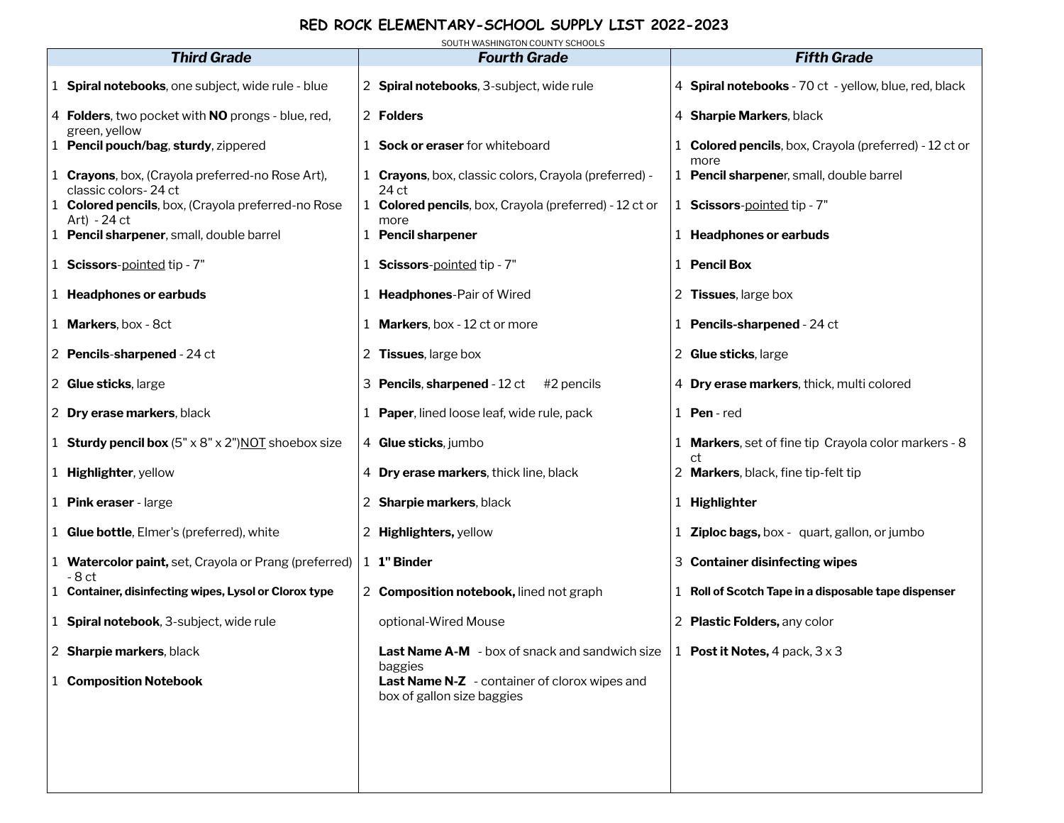# RED ROCK ELEMENTARY-SCHOOL SUPPLY LIST 2022-2023

SOUTH WASHINGTON COUNTY SCHOOLS

| ***Third Grade*** | ***Fourth Grade*** | ***Fifth Grade*** |
| --- | --- | --- |
| 1 **Spiral notebooks**, one subject, wide rule - blue | 2 **Spiral notebooks**, 3-subject, wide rule | 4 **Spiral notebooks** - 70 ct - yellow, blue, red, black |
| 4 **Folders**, two pocket with **NO** prongs - blue, red, green, yellow | 2 **Folders** | 4 **Sharpie Markers**, black |
| 1 **Pencil pouch/bag**, **sturdy**, zippered | 1 **Sock or eraser** for whiteboard | 1 **Colored pencils**, box, Crayola (preferred) - 12 ct or more |
| 1 **Crayons**, box, (Crayola preferred-no Rose Art), classic colors- 24 ct | 1 **Crayons**, box, classic colors, Crayola (preferred) - 24 ct | 1 **Pencil sharpener**, small, double barrel |
| 1 **Colored pencils**, box, (Crayola preferred-no Rose Art) - 24 ct | 1 **Colored pencils**, box, Crayola (preferred) - 12 ct or more | 1 **Scissors**-<u>pointed</u> tip - 7" |
| 1 **Pencil sharpener**, small, double barrel | 1 **Pencil sharpener** | 1 **Headphones or earbuds** |
| 1 **Scissors**-<u>pointed</u> tip - 7" | 1 **Scissors**-<u>pointed</u> tip - 7" | 1 **Pencil Box** |
| 1 **Headphones or earbuds** | 1 **Headphones**-Pair of Wired | 2 **Tissues**, large box |
| 1 **Markers**, box - 8ct | 1 **Markers**, box - 12 ct or more | 1 **Pencils-sharpened** - 24 ct |
| 2 **Pencils**-**sharpened** - 24 ct | 2 **Tissues**, large box | 2 **Glue sticks**, large |
| 2 **Glue sticks**, large | 3 **Pencils**, **sharpened** - 12 ct #2 pencils | 4 **Dry erase markers**, thick, multi colored |
| 2 **Dry erase markers**, black | 1 **Paper**, lined loose leaf, wide rule, pack | 1 **Pen** - red |
| 1 **Sturdy pencil box** (5" x 8" x 2")<u>NOT</u> shoebox size | 4 **Glue sticks**, jumbo | 1 **Markers**, set of fine tip Crayola color markers - 8 ct |
| 1 **Highlighter**, yellow | 4 **Dry erase markers**, thick line, black | 2 **Markers**, black, fine tip-felt tip |
| 1 **Pink eraser** - large | 2 **Sharpie markers**, black | 1 **Highlighter** |
| 1 **Glue bottle**, Elmer's (preferred), white | 2 **Highlighters,** yellow | 1 **Ziploc bags,** box - quart, gallon, or jumbo |
| 1 **Watercolor paint,** set, Crayola or Prang (preferred) - 8 ct | 1 **1" Binder** | 3 **Container disinfecting wipes** |
| 1 **Container, disinfecting wipes, Lysol or Clorox type** | 2 **Composition notebook,** lined not graph | 1 **Roll of Scotch Tape in a disposable tape dispenser** |
| 1 **Spiral notebook**, 3-subject, wide rule | optional-Wired Mouse | 2 **Plastic Folders,** any color |
| 2 **Sharpie markers**, black | **Last Name A-M** - box of snack and sandwich size baggies | 1 **Post it Notes,** 4 pack, 3 x 3 |
| 1 **Composition Notebook** | **Last Name N-Z** - container of clorox wipes and box of gallon size baggies | |